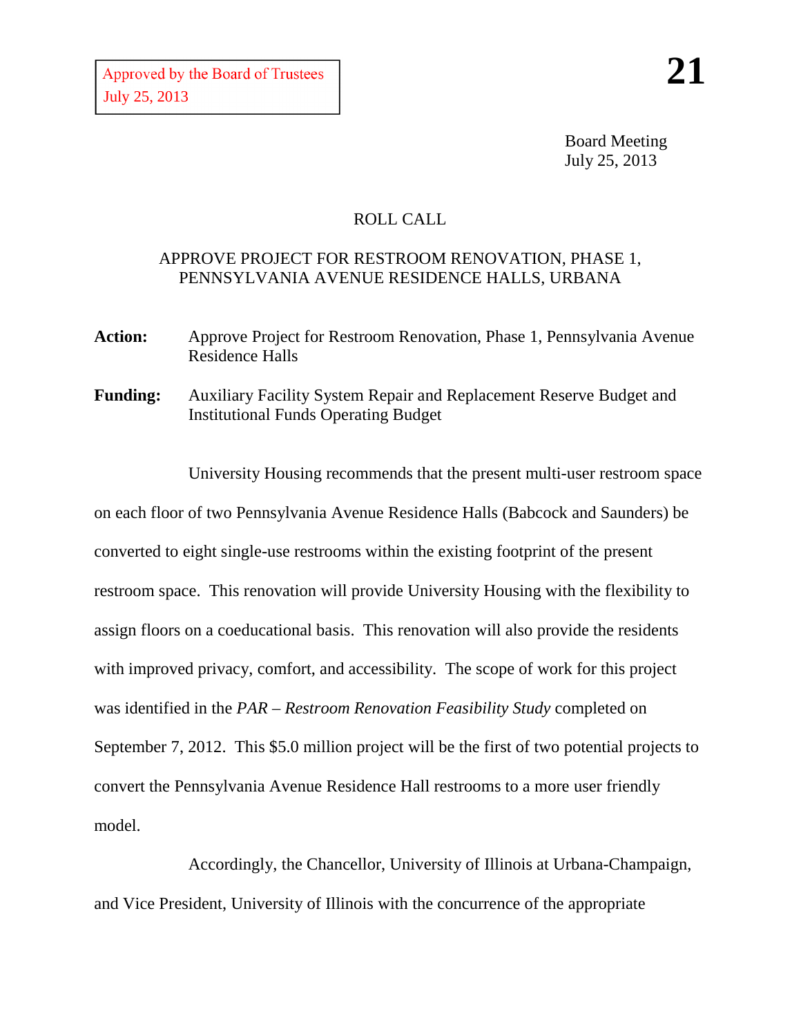Approved by the Board of Trustees
July 25, 2013

**21**

Board Meeting
July 25, 2013

ROLL CALL

APPROVE PROJECT FOR RESTROOM RENOVATION, PHASE 1, PENNSYLVANIA AVENUE RESIDENCE HALLS, URBANA

**Action:** Approve Project for Restroom Renovation, Phase 1, Pennsylvania Avenue Residence Halls

**Funding:** Auxiliary Facility System Repair and Replacement Reserve Budget and Institutional Funds Operating Budget

University Housing recommends that the present multi-user restroom space on each floor of two Pennsylvania Avenue Residence Halls (Babcock and Saunders) be converted to eight single-use restrooms within the existing footprint of the present restroom space. This renovation will provide University Housing with the flexibility to assign floors on a coeducational basis. This renovation will also provide the residents with improved privacy, comfort, and accessibility. The scope of work for this project was identified in the *PAR – Restroom Renovation Feasibility Study* completed on September 7, 2012. This $5.0 million project will be the first of two potential projects to convert the Pennsylvania Avenue Residence Hall restrooms to a more user friendly model.

Accordingly, the Chancellor, University of Illinois at Urbana-Champaign, and Vice President, University of Illinois with the concurrence of the appropriate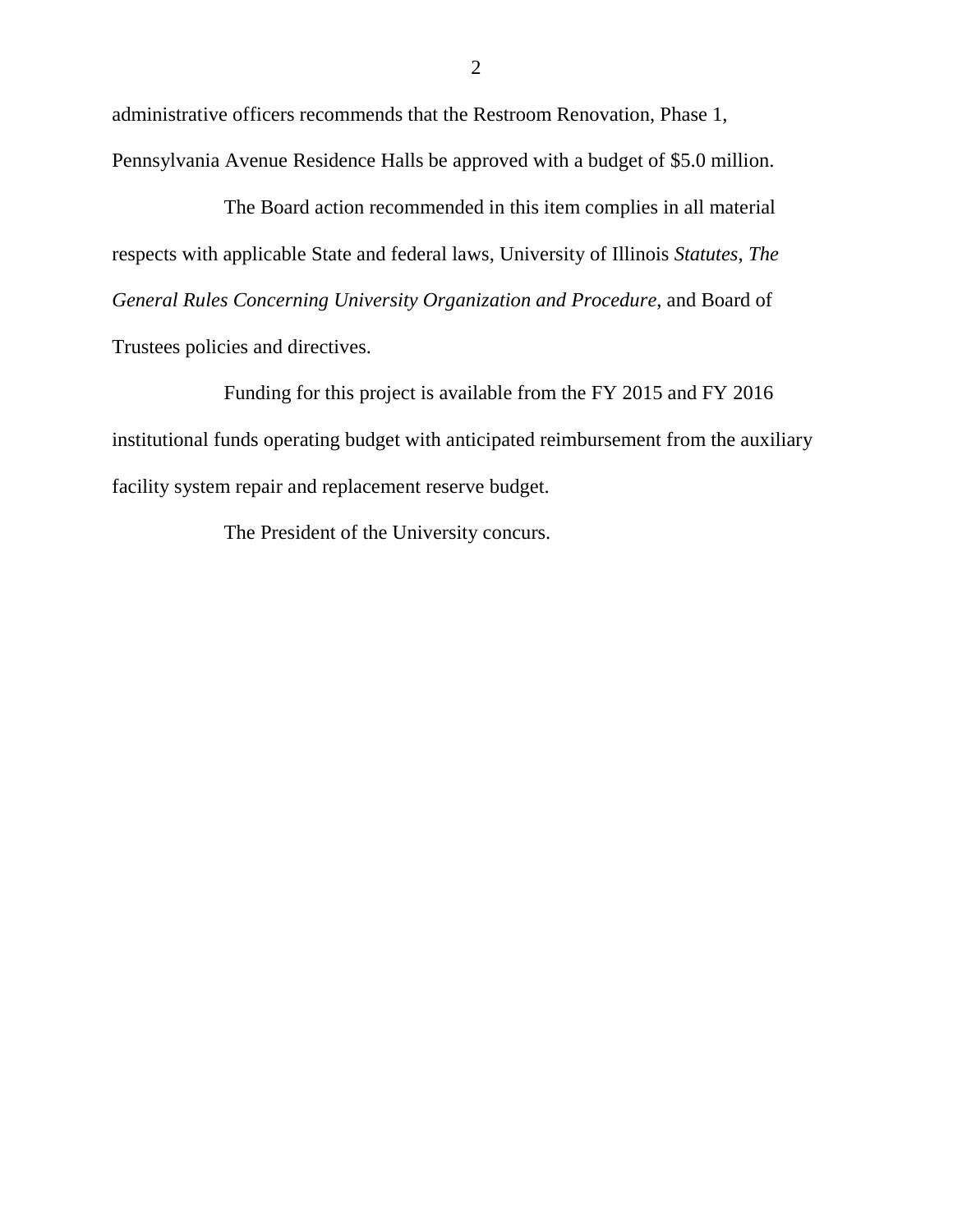administrative officers recommends that the Restroom Renovation, Phase 1, Pennsylvania Avenue Residence Halls be approved with a budget of $5.0 million.

The Board action recommended in this item complies in all material respects with applicable State and federal laws, University of Illinois *Statutes*, *The General Rules Concerning University Organization and Procedure*, and Board of Trustees policies and directives.

Funding for this project is available from the FY 2015 and FY 2016 institutional funds operating budget with anticipated reimbursement from the auxiliary facility system repair and replacement reserve budget.

The President of the University concurs.